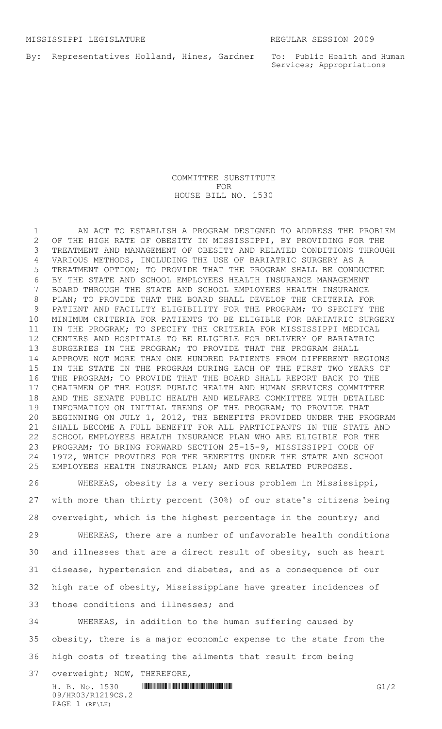MISSISSIPPI LEGISLATURE REGULAR SESSION 2009

By: Representatives Holland, Hines, Gardner

To: Public Health and Human Services; Appropriations

COMMITTEE SUBSTITUTE
FOR
HOUSE BILL NO. 1530

AN ACT TO ESTABLISH A PROGRAM DESIGNED TO ADDRESS THE PROBLEM OF THE HIGH RATE OF OBESITY IN MISSISSIPPI, BY PROVIDING FOR THE TREATMENT AND MANAGEMENT OF OBESITY AND RELATED CONDITIONS THROUGH VARIOUS METHODS, INCLUDING THE USE OF BARIATRIC SURGERY AS A TREATMENT OPTION; TO PROVIDE THAT THE PROGRAM SHALL BE CONDUCTED BY THE STATE AND SCHOOL EMPLOYEES HEALTH INSURANCE MANAGEMENT BOARD THROUGH THE STATE AND SCHOOL EMPLOYEES HEALTH INSURANCE PLAN; TO PROVIDE THAT THE BOARD SHALL DEVELOP THE CRITERIA FOR PATIENT AND FACILITY ELIGIBILITY FOR THE PROGRAM; TO SPECIFY THE MINIMUM CRITERIA FOR PATIENTS TO BE ELIGIBLE FOR BARIATRIC SURGERY IN THE PROGRAM; TO SPECIFY THE CRITERIA FOR MISSISSIPPI MEDICAL CENTERS AND HOSPITALS TO BE ELIGIBLE FOR DELIVERY OF BARIATRIC SURGERIES IN THE PROGRAM; TO PROVIDE THAT THE PROGRAM SHALL APPROVE NOT MORE THAN ONE HUNDRED PATIENTS FROM DIFFERENT REGIONS IN THE STATE IN THE PROGRAM DURING EACH OF THE FIRST TWO YEARS OF THE PROGRAM; TO PROVIDE THAT THE BOARD SHALL REPORT BACK TO THE CHAIRMEN OF THE HOUSE PUBLIC HEALTH AND HUMAN SERVICES COMMITTEE AND THE SENATE PUBLIC HEALTH AND WELFARE COMMITTEE WITH DETAILED INFORMATION ON INITIAL TRENDS OF THE PROGRAM; TO PROVIDE THAT BEGINNING ON JULY 1, 2012, THE BENEFITS PROVIDED UNDER THE PROGRAM SHALL BECOME A FULL BENEFIT FOR ALL PARTICIPANTS IN THE STATE AND SCHOOL EMPLOYEES HEALTH INSURANCE PLAN WHO ARE ELIGIBLE FOR THE PROGRAM; TO BRING FORWARD SECTION 25-15-9, MISSISSIPPI CODE OF 1972, WHICH PROVIDES FOR THE BENEFITS UNDER THE STATE AND SCHOOL EMPLOYEES HEALTH INSURANCE PLAN; AND FOR RELATED PURPOSES.

WHEREAS, obesity is a very serious problem in Mississippi, with more than thirty percent (30%) of our state's citizens being overweight, which is the highest percentage in the country; and

WHEREAS, there are a number of unfavorable health conditions and illnesses that are a direct result of obesity, such as heart disease, hypertension and diabetes, and as a consequence of our high rate of obesity, Mississippians have greater incidences of those conditions and illnesses; and

WHEREAS, in addition to the human suffering caused by obesity, there is a major economic expense to the state from the high costs of treating the ailments that result from being overweight; NOW, THEREFORE,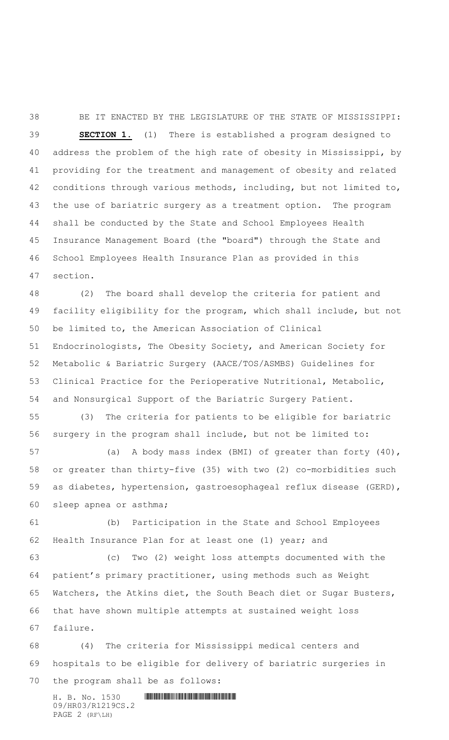BE IT ENACTED BY THE LEGISLATURE OF THE STATE OF MISSISSIPPI:

**SECTION 1.** (1) There is established a program designed to address the problem of the high rate of obesity in Mississippi, by providing for the treatment and management of obesity and related conditions through various methods, including, but not limited to, the use of bariatric surgery as a treatment option. The program shall be conducted by the State and School Employees Health Insurance Management Board (the "board") through the State and School Employees Health Insurance Plan as provided in this section.

(2) The board shall develop the criteria for patient and facility eligibility for the program, which shall include, but not be limited to, the American Association of Clinical Endocrinologists, The Obesity Society, and American Society for Metabolic & Bariatric Surgery (AACE/TOS/ASMBS) Guidelines for Clinical Practice for the Perioperative Nutritional, Metabolic, and Nonsurgical Support of the Bariatric Surgery Patient.

(3) The criteria for patients to be eligible for bariatric surgery in the program shall include, but not be limited to:

(a) A body mass index (BMI) of greater than forty (40), or greater than thirty-five (35) with two (2) co-morbidities such as diabetes, hypertension, gastroesophageal reflux disease (GERD), sleep apnea or asthma;

(b) Participation in the State and School Employees Health Insurance Plan for at least one (1) year; and

(c) Two (2) weight loss attempts documented with the patient's primary practitioner, using methods such as Weight Watchers, the Atkins diet, the South Beach diet or Sugar Busters, that have shown multiple attempts at sustained weight loss failure.

(4) The criteria for Mississippi medical centers and hospitals to be eligible for delivery of bariatric surgeries in the program shall be as follows: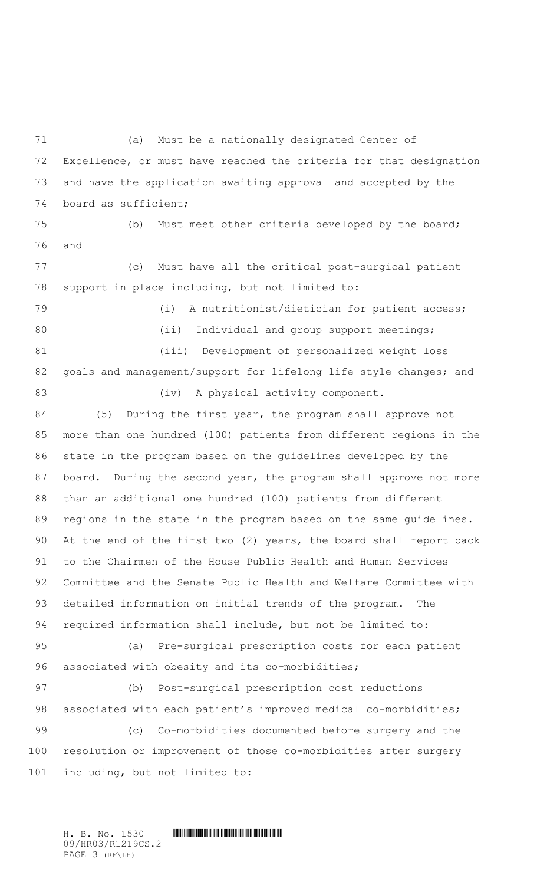(a) Must be a nationally designated Center of Excellence, or must have reached the criteria for that designation and have the application awaiting approval and accepted by the board as sufficient;

(b) Must meet other criteria developed by the board; and

(c) Must have all the critical post-surgical patient support in place including, but not limited to:

(i) A nutritionist/dietician for patient access;

(ii) Individual and group support meetings;

(iii) Development of personalized weight loss goals and management/support for lifelong life style changes; and

(iv) A physical activity component.

(5) During the first year, the program shall approve not more than one hundred (100) patients from different regions in the state in the program based on the guidelines developed by the board. During the second year, the program shall approve not more than an additional one hundred (100) patients from different regions in the state in the program based on the same guidelines. At the end of the first two (2) years, the board shall report back to the Chairmen of the House Public Health and Human Services Committee and the Senate Public Health and Welfare Committee with detailed information on initial trends of the program. The required information shall include, but not be limited to:

(a) Pre-surgical prescription costs for each patient associated with obesity and its co-morbidities;

(b) Post-surgical prescription cost reductions associated with each patient's improved medical co-morbidities;

(c) Co-morbidities documented before surgery and the resolution or improvement of those co-morbidities after surgery including, but not limited to: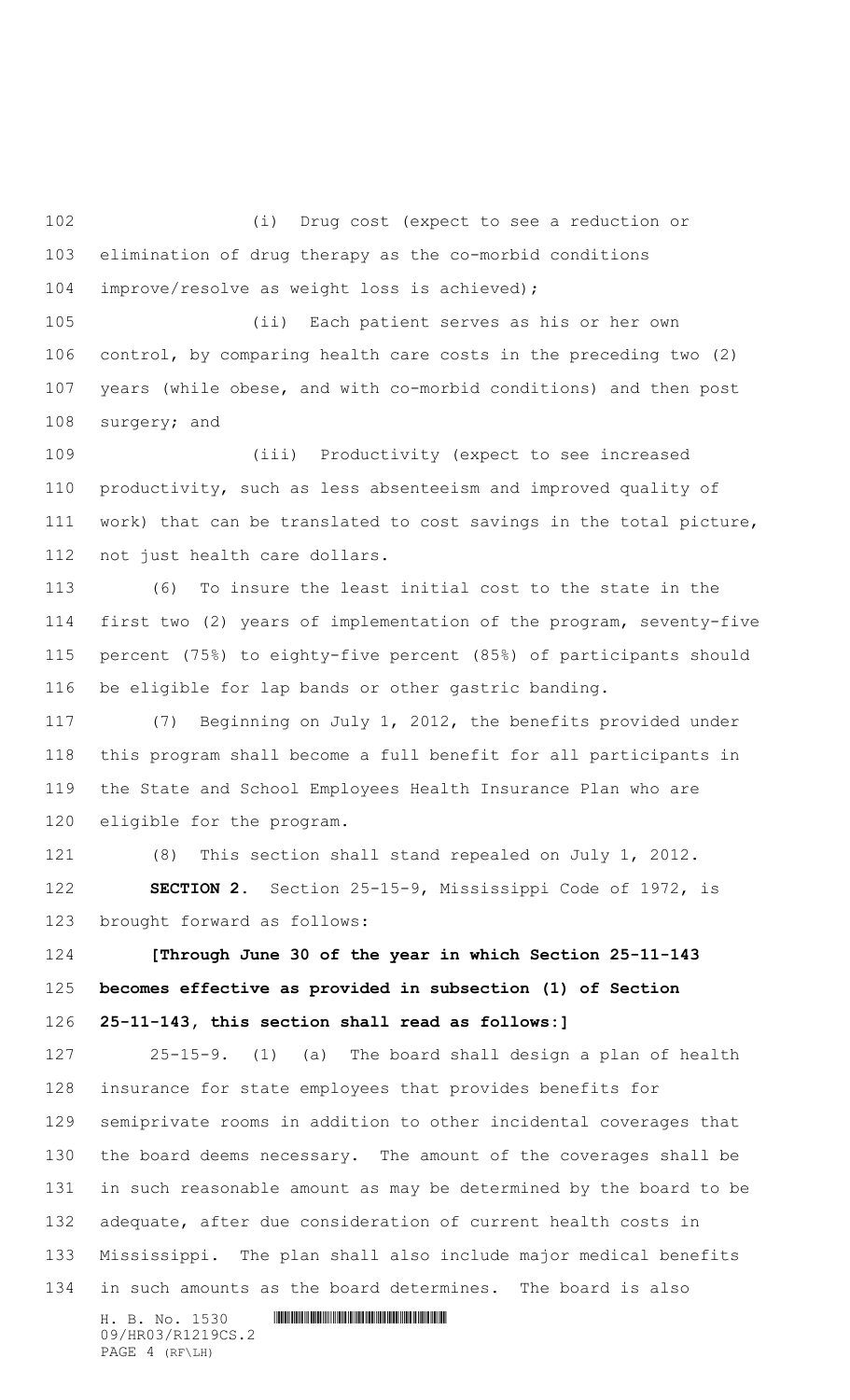(i) Drug cost (expect to see a reduction or elimination of drug therapy as the co-morbid conditions improve/resolve as weight loss is achieved);

(ii) Each patient serves as his or her own control, by comparing health care costs in the preceding two (2) years (while obese, and with co-morbid conditions) and then post surgery; and

(iii) Productivity (expect to see increased productivity, such as less absenteeism and improved quality of work) that can be translated to cost savings in the total picture, not just health care dollars.

(6) To insure the least initial cost to the state in the first two (2) years of implementation of the program, seventy-five percent (75%) to eighty-five percent (85%) of participants should be eligible for lap bands or other gastric banding.

(7) Beginning on July 1, 2012, the benefits provided under this program shall become a full benefit for all participants in the State and School Employees Health Insurance Plan who are eligible for the program.

(8) This section shall stand repealed on July 1, 2012.

**SECTION 2.** Section 25-15-9, Mississippi Code of 1972, is brought forward as follows:

**[Through June 30 of the year in which Section 25-11-143 becomes effective as provided in subsection (1) of Section 25-11-143, this section shall read as follows:]**

25-15-9. (1) (a) The board shall design a plan of health insurance for state employees that provides benefits for semiprivate rooms in addition to other incidental coverages that the board deems necessary. The amount of the coverages shall be in such reasonable amount as may be determined by the board to be adequate, after due consideration of current health costs in Mississippi. The plan shall also include major medical benefits in such amounts as the board determines. The board is also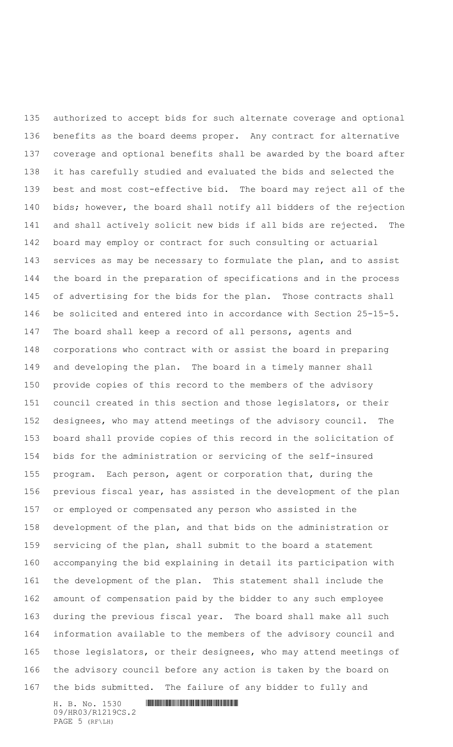authorized to accept bids for such alternate coverage and optional benefits as the board deems proper. Any contract for alternative coverage and optional benefits shall be awarded by the board after it has carefully studied and evaluated the bids and selected the best and most cost-effective bid. The board may reject all of the bids; however, the board shall notify all bidders of the rejection and shall actively solicit new bids if all bids are rejected. The board may employ or contract for such consulting or actuarial services as may be necessary to formulate the plan, and to assist the board in the preparation of specifications and in the process of advertising for the bids for the plan. Those contracts shall be solicited and entered into in accordance with Section 25-15-5. The board shall keep a record of all persons, agents and corporations who contract with or assist the board in preparing and developing the plan. The board in a timely manner shall provide copies of this record to the members of the advisory council created in this section and those legislators, or their designees, who may attend meetings of the advisory council. The board shall provide copies of this record in the solicitation of bids for the administration or servicing of the self-insured program. Each person, agent or corporation that, during the previous fiscal year, has assisted in the development of the plan or employed or compensated any person who assisted in the development of the plan, and that bids on the administration or servicing of the plan, shall submit to the board a statement accompanying the bid explaining in detail its participation with the development of the plan. This statement shall include the amount of compensation paid by the bidder to any such employee during the previous fiscal year. The board shall make all such information available to the members of the advisory council and those legislators, or their designees, who may attend meetings of the advisory council before any action is taken by the board on the bids submitted. The failure of any bidder to fully and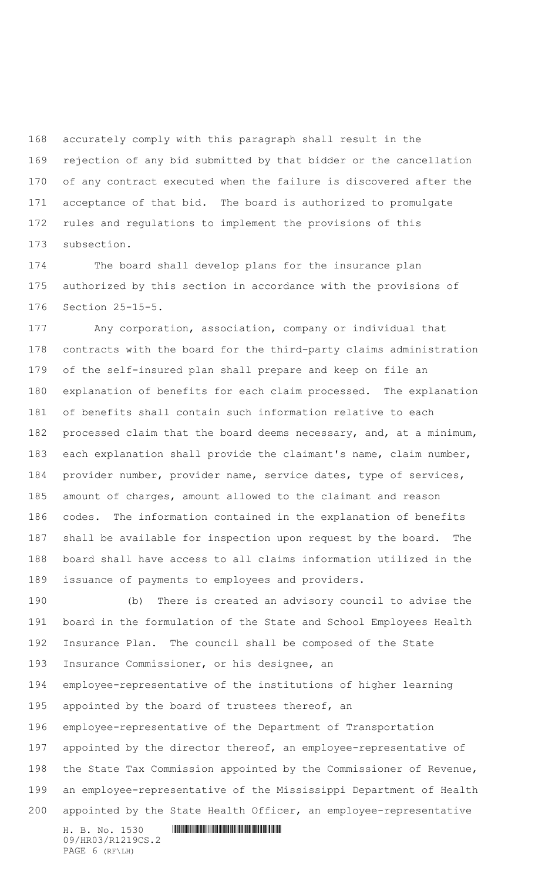accurately comply with this paragraph shall result in the rejection of any bid submitted by that bidder or the cancellation of any contract executed when the failure is discovered after the acceptance of that bid. The board is authorized to promulgate rules and regulations to implement the provisions of this subsection.

The board shall develop plans for the insurance plan authorized by this section in accordance with the provisions of Section 25-15-5.

Any corporation, association, company or individual that contracts with the board for the third-party claims administration of the self-insured plan shall prepare and keep on file an explanation of benefits for each claim processed. The explanation of benefits shall contain such information relative to each processed claim that the board deems necessary, and, at a minimum, each explanation shall provide the claimant's name, claim number, provider number, provider name, service dates, type of services, amount of charges, amount allowed to the claimant and reason codes. The information contained in the explanation of benefits shall be available for inspection upon request by the board. The board shall have access to all claims information utilized in the issuance of payments to employees and providers.

(b) There is created an advisory council to advise the board in the formulation of the State and School Employees Health Insurance Plan. The council shall be composed of the State Insurance Commissioner, or his designee, an employee-representative of the institutions of higher learning appointed by the board of trustees thereof, an employee-representative of the Department of Transportation appointed by the director thereof, an employee-representative of the State Tax Commission appointed by the Commissioner of Revenue, an employee-representative of the Mississippi Department of Health appointed by the State Health Officer, an employee-representative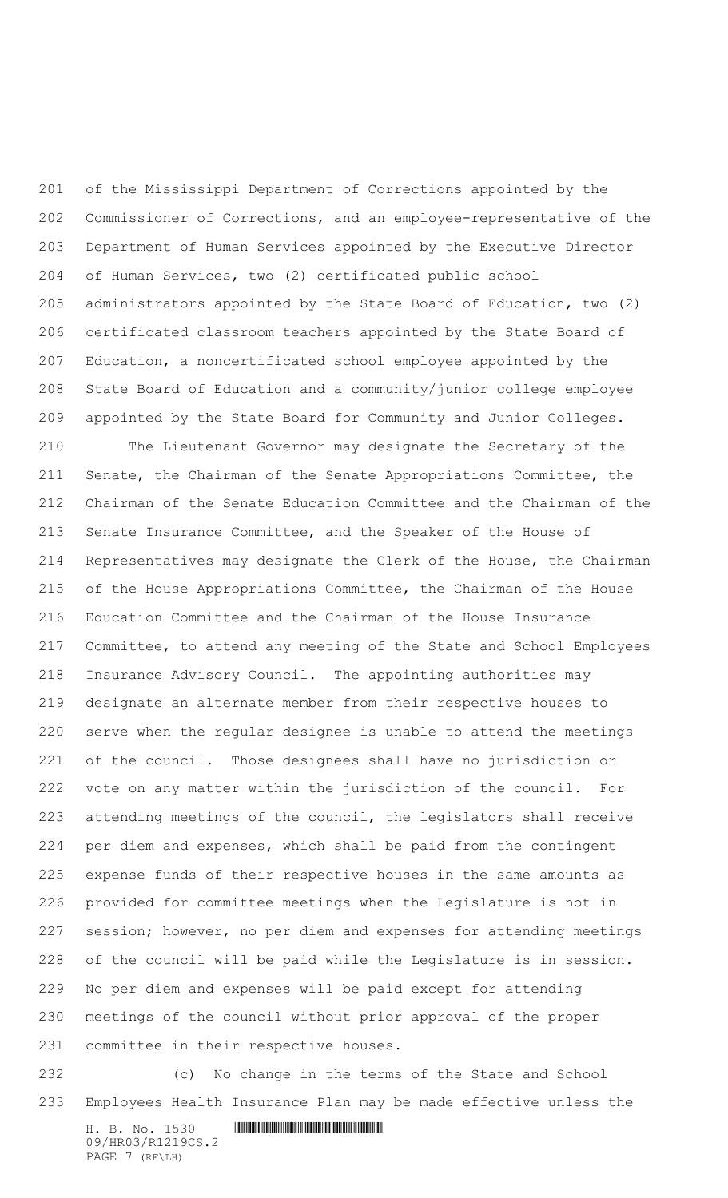of the Mississippi Department of Corrections appointed by the Commissioner of Corrections, and an employee-representative of the Department of Human Services appointed by the Executive Director of Human Services, two (2) certificated public school administrators appointed by the State Board of Education, two (2) certificated classroom teachers appointed by the State Board of Education, a noncertificated school employee appointed by the State Board of Education and a community/junior college employee appointed by the State Board for Community and Junior Colleges.

The Lieutenant Governor may designate the Secretary of the Senate, the Chairman of the Senate Appropriations Committee, the Chairman of the Senate Education Committee and the Chairman of the Senate Insurance Committee, and the Speaker of the House of Representatives may designate the Clerk of the House, the Chairman of the House Appropriations Committee, the Chairman of the House Education Committee and the Chairman of the House Insurance Committee, to attend any meeting of the State and School Employees Insurance Advisory Council. The appointing authorities may designate an alternate member from their respective houses to serve when the regular designee is unable to attend the meetings of the council. Those designees shall have no jurisdiction or vote on any matter within the jurisdiction of the council. For attending meetings of the council, the legislators shall receive per diem and expenses, which shall be paid from the contingent expense funds of their respective houses in the same amounts as provided for committee meetings when the Legislature is not in session; however, no per diem and expenses for attending meetings of the council will be paid while the Legislature is in session. No per diem and expenses will be paid except for attending meetings of the council without prior approval of the proper committee in their respective houses.

(c) No change in the terms of the State and School Employees Health Insurance Plan may be made effective unless the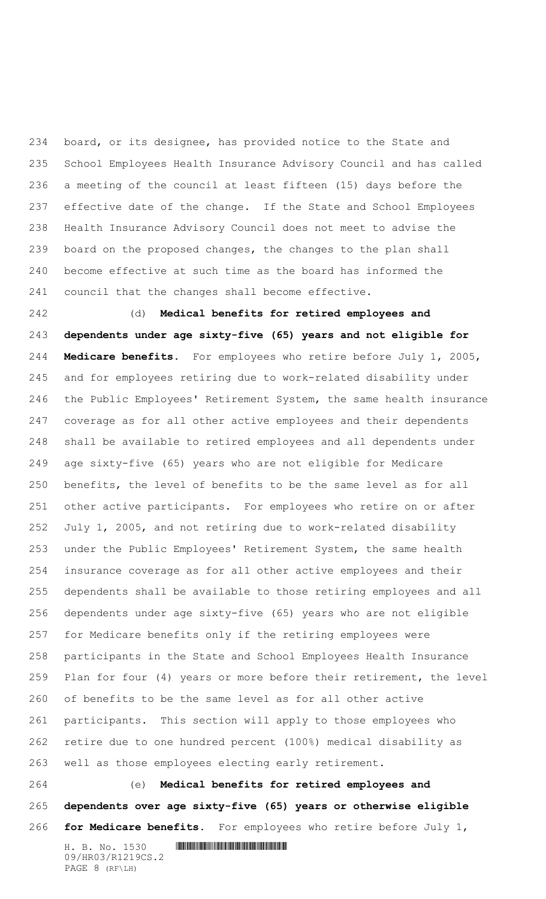board, or its designee, has provided notice to the State and School Employees Health Insurance Advisory Council and has called a meeting of the council at least fifteen (15) days before the effective date of the change. If the State and School Employees Health Insurance Advisory Council does not meet to advise the board on the proposed changes, the changes to the plan shall become effective at such time as the board has informed the council that the changes shall become effective.

(d) **Medical benefits for retired employees and dependents under age sixty-five (65) years and not eligible for Medicare benefits.** For employees who retire before July 1, 2005, and for employees retiring due to work-related disability under the Public Employees' Retirement System, the same health insurance coverage as for all other active employees and their dependents shall be available to retired employees and all dependents under age sixty-five (65) years who are not eligible for Medicare benefits, the level of benefits to be the same level as for all other active participants. For employees who retire on or after July 1, 2005, and not retiring due to work-related disability under the Public Employees' Retirement System, the same health insurance coverage as for all other active employees and their dependents shall be available to those retiring employees and all dependents under age sixty-five (65) years who are not eligible for Medicare benefits only if the retiring employees were participants in the State and School Employees Health Insurance Plan for four (4) years or more before their retirement, the level of benefits to be the same level as for all other active participants. This section will apply to those employees who retire due to one hundred percent (100%) medical disability as well as those employees electing early retirement.

(e) **Medical benefits for retired employees and dependents over age sixty-five (65) years or otherwise eligible for Medicare benefits.** For employees who retire before July 1,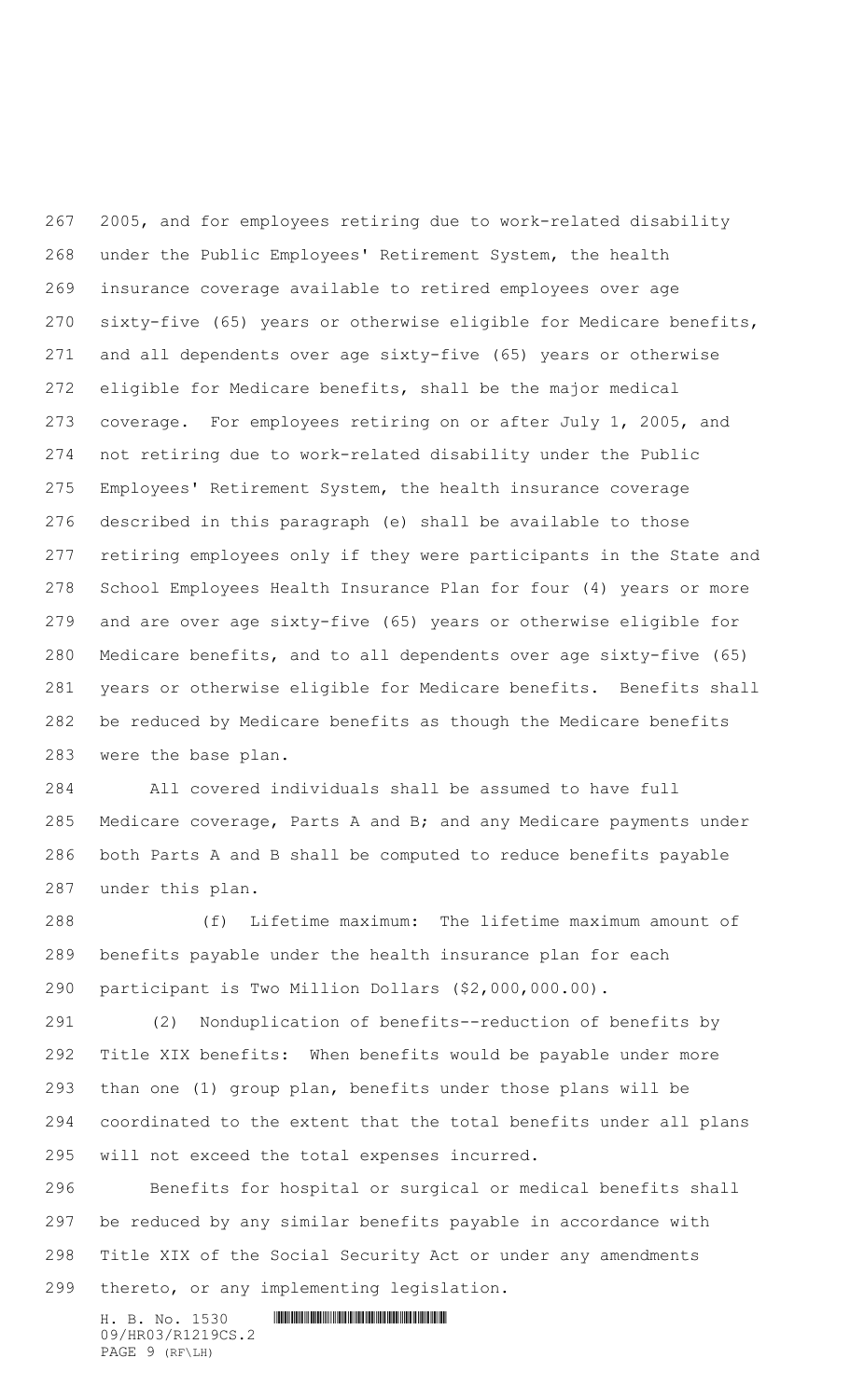2005, and for employees retiring due to work-related disability under the Public Employees' Retirement System, the health insurance coverage available to retired employees over age sixty-five (65) years or otherwise eligible for Medicare benefits, and all dependents over age sixty-five (65) years or otherwise eligible for Medicare benefits, shall be the major medical coverage. For employees retiring on or after July 1, 2005, and not retiring due to work-related disability under the Public Employees' Retirement System, the health insurance coverage described in this paragraph (e) shall be available to those retiring employees only if they were participants in the State and School Employees Health Insurance Plan for four (4) years or more and are over age sixty-five (65) years or otherwise eligible for Medicare benefits, and to all dependents over age sixty-five (65) years or otherwise eligible for Medicare benefits. Benefits shall be reduced by Medicare benefits as though the Medicare benefits were the base plan.

All covered individuals shall be assumed to have full Medicare coverage, Parts A and B; and any Medicare payments under both Parts A and B shall be computed to reduce benefits payable under this plan.

(f) Lifetime maximum: The lifetime maximum amount of benefits payable under the health insurance plan for each participant is Two Million Dollars ($2,000,000.00).

(2) Nonduplication of benefits--reduction of benefits by Title XIX benefits: When benefits would be payable under more than one (1) group plan, benefits under those plans will be coordinated to the extent that the total benefits under all plans will not exceed the total expenses incurred.

Benefits for hospital or surgical or medical benefits shall be reduced by any similar benefits payable in accordance with Title XIX of the Social Security Act or under any amendments thereto, or any implementing legislation.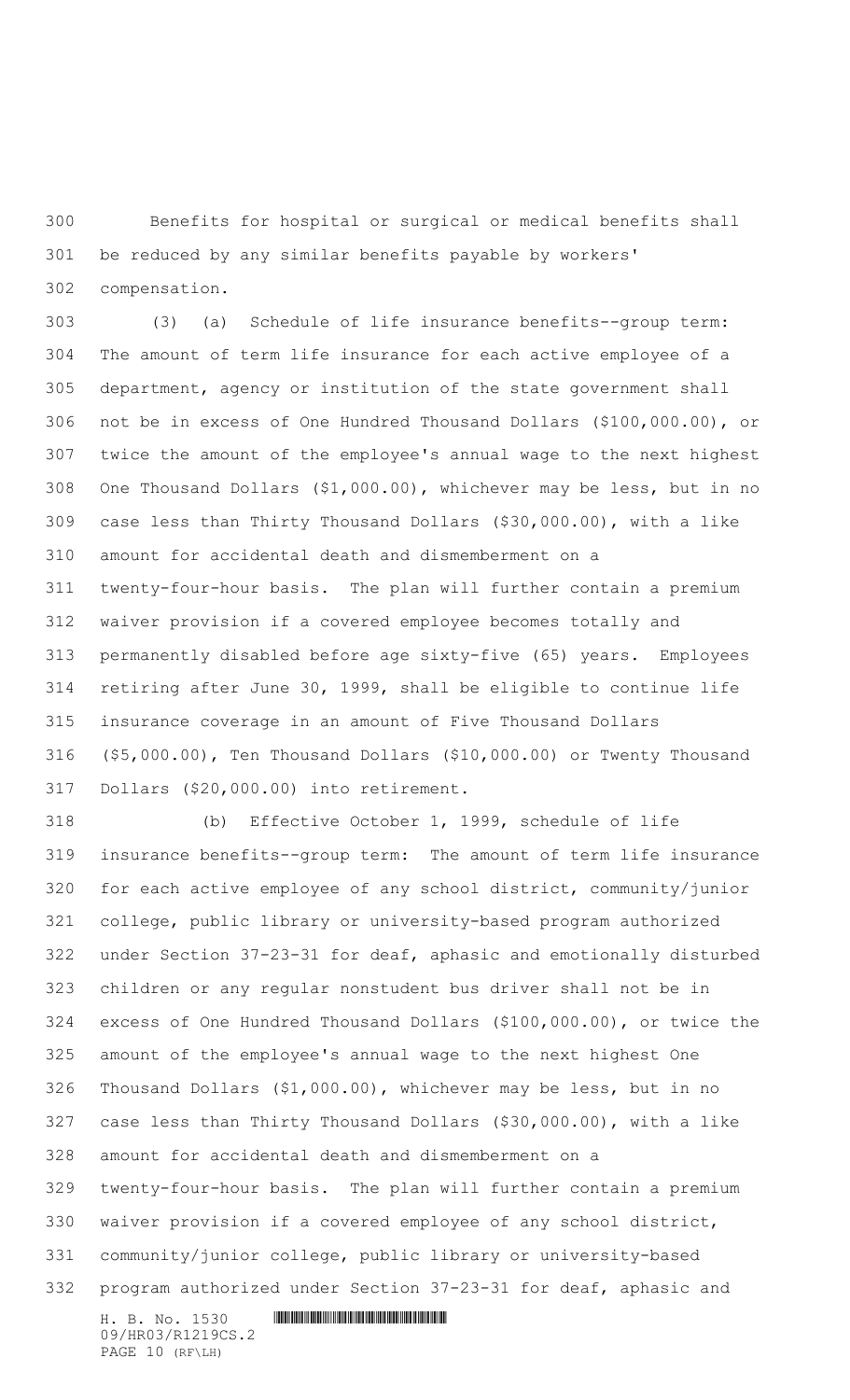Benefits for hospital or surgical or medical benefits shall be reduced by any similar benefits payable by workers' compensation.

(3) (a) Schedule of life insurance benefits--group term: The amount of term life insurance for each active employee of a department, agency or institution of the state government shall not be in excess of One Hundred Thousand Dollars ($100,000.00), or twice the amount of the employee's annual wage to the next highest One Thousand Dollars ($1,000.00), whichever may be less, but in no case less than Thirty Thousand Dollars ($30,000.00), with a like amount for accidental death and dismemberment on a twenty-four-hour basis. The plan will further contain a premium waiver provision if a covered employee becomes totally and permanently disabled before age sixty-five (65) years. Employees retiring after June 30, 1999, shall be eligible to continue life insurance coverage in an amount of Five Thousand Dollars ($5,000.00), Ten Thousand Dollars ($10,000.00) or Twenty Thousand Dollars ($20,000.00) into retirement.

(b) Effective October 1, 1999, schedule of life insurance benefits--group term: The amount of term life insurance for each active employee of any school district, community/junior college, public library or university-based program authorized under Section 37-23-31 for deaf, aphasic and emotionally disturbed children or any regular nonstudent bus driver shall not be in excess of One Hundred Thousand Dollars ($100,000.00), or twice the amount of the employee's annual wage to the next highest One Thousand Dollars ($1,000.00), whichever may be less, but in no case less than Thirty Thousand Dollars ($30,000.00), with a like amount for accidental death and dismemberment on a twenty-four-hour basis. The plan will further contain a premium waiver provision if a covered employee of any school district, community/junior college, public library or university-based program authorized under Section 37-23-31 for deaf, aphasic and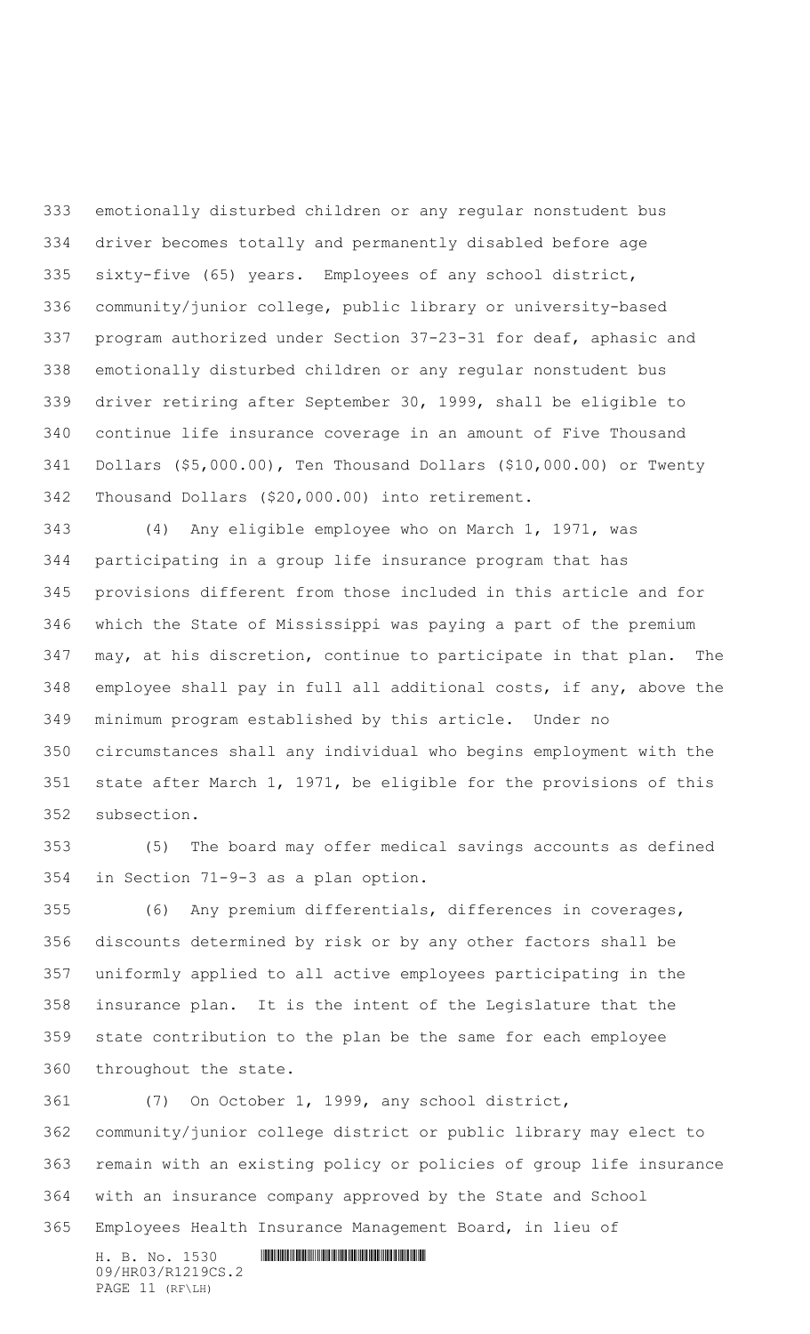emotionally disturbed children or any regular nonstudent bus driver becomes totally and permanently disabled before age sixty-five (65) years. Employees of any school district, community/junior college, public library or university-based program authorized under Section 37-23-31 for deaf, aphasic and emotionally disturbed children or any regular nonstudent bus driver retiring after September 30, 1999, shall be eligible to continue life insurance coverage in an amount of Five Thousand Dollars ($5,000.00), Ten Thousand Dollars ($10,000.00) or Twenty Thousand Dollars ($20,000.00) into retirement.

(4) Any eligible employee who on March 1, 1971, was participating in a group life insurance program that has provisions different from those included in this article and for which the State of Mississippi was paying a part of the premium may, at his discretion, continue to participate in that plan. The employee shall pay in full all additional costs, if any, above the minimum program established by this article. Under no circumstances shall any individual who begins employment with the state after March 1, 1971, be eligible for the provisions of this subsection.

(5) The board may offer medical savings accounts as defined in Section 71-9-3 as a plan option.

(6) Any premium differentials, differences in coverages, discounts determined by risk or by any other factors shall be uniformly applied to all active employees participating in the insurance plan. It is the intent of the Legislature that the state contribution to the plan be the same for each employee throughout the state.

(7) On October 1, 1999, any school district, community/junior college district or public library may elect to remain with an existing policy or policies of group life insurance with an insurance company approved by the State and School Employees Health Insurance Management Board, in lieu of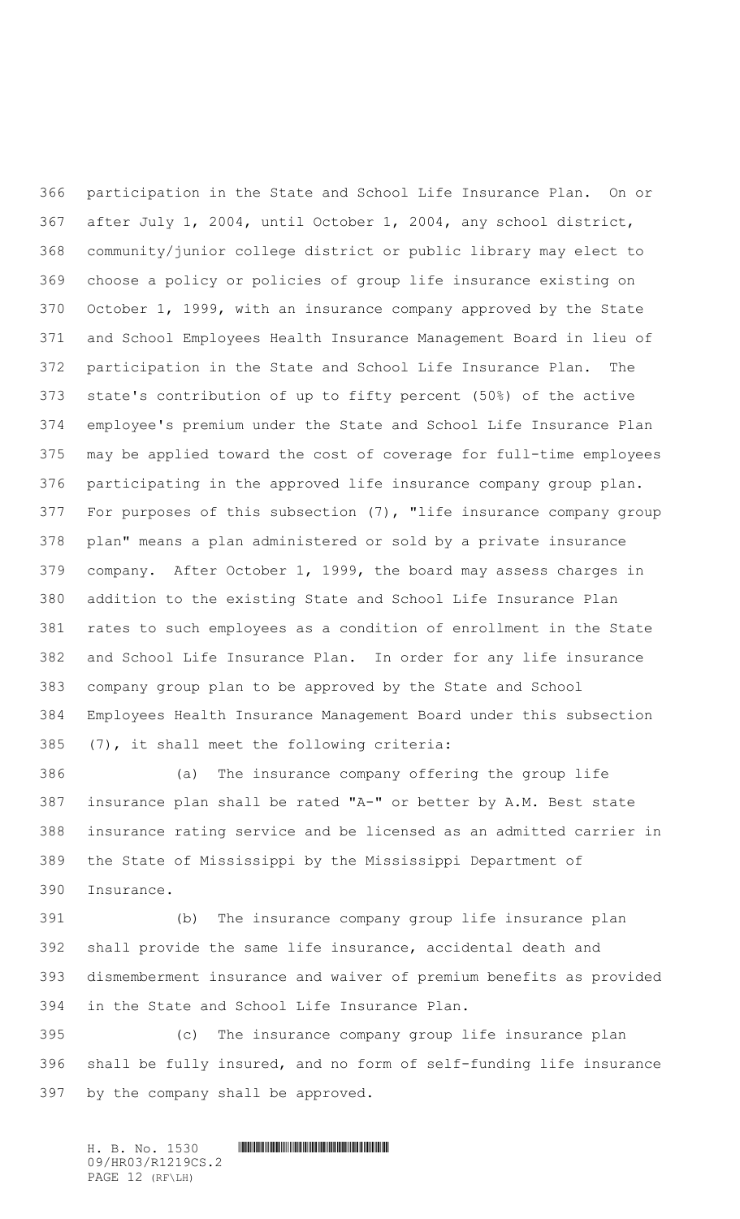participation in the State and School Life Insurance Plan. On or after July 1, 2004, until October 1, 2004, any school district, community/junior college district or public library may elect to choose a policy or policies of group life insurance existing on October 1, 1999, with an insurance company approved by the State and School Employees Health Insurance Management Board in lieu of participation in the State and School Life Insurance Plan. The state's contribution of up to fifty percent (50%) of the active employee's premium under the State and School Life Insurance Plan may be applied toward the cost of coverage for full-time employees participating in the approved life insurance company group plan. For purposes of this subsection (7), "life insurance company group plan" means a plan administered or sold by a private insurance company. After October 1, 1999, the board may assess charges in addition to the existing State and School Life Insurance Plan rates to such employees as a condition of enrollment in the State and School Life Insurance Plan. In order for any life insurance company group plan to be approved by the State and School Employees Health Insurance Management Board under this subsection (7), it shall meet the following criteria:

(a) The insurance company offering the group life insurance plan shall be rated "A-" or better by A.M. Best state insurance rating service and be licensed as an admitted carrier in the State of Mississippi by the Mississippi Department of Insurance.

(b) The insurance company group life insurance plan shall provide the same life insurance, accidental death and dismemberment insurance and waiver of premium benefits as provided in the State and School Life Insurance Plan.

(c) The insurance company group life insurance plan shall be fully insured, and no form of self-funding life insurance by the company shall be approved.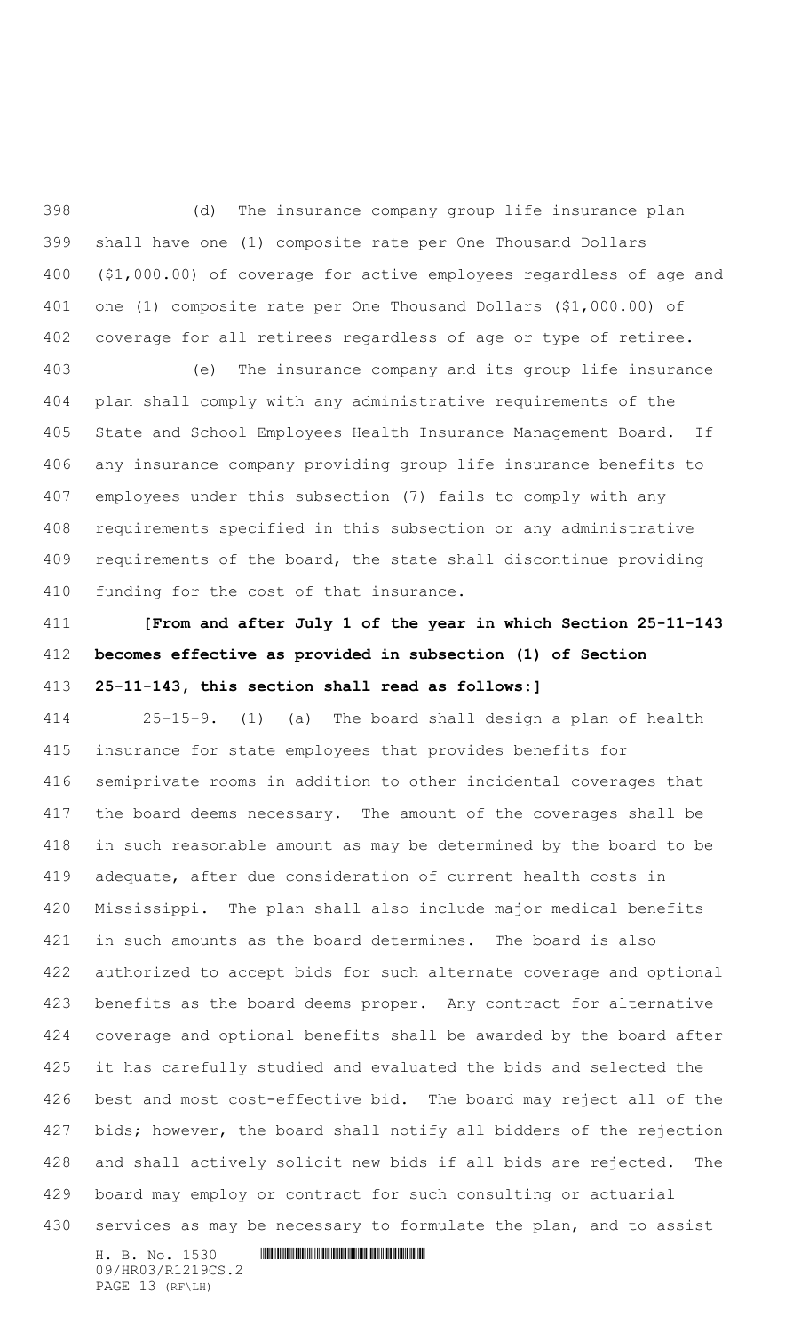(d) The insurance company group life insurance plan shall have one (1) composite rate per One Thousand Dollars ($1,000.00) of coverage for active employees regardless of age and one (1) composite rate per One Thousand Dollars ($1,000.00) of coverage for all retirees regardless of age or type of retiree.

(e) The insurance company and its group life insurance plan shall comply with any administrative requirements of the State and School Employees Health Insurance Management Board. If any insurance company providing group life insurance benefits to employees under this subsection (7) fails to comply with any requirements specified in this subsection or any administrative requirements of the board, the state shall discontinue providing funding for the cost of that insurance.

**[From and after July 1 of the year in which Section 25-11-143 becomes effective as provided in subsection (1) of Section 25-11-143, this section shall read as follows:]**

25-15-9. (1) (a) The board shall design a plan of health insurance for state employees that provides benefits for semiprivate rooms in addition to other incidental coverages that the board deems necessary. The amount of the coverages shall be in such reasonable amount as may be determined by the board to be adequate, after due consideration of current health costs in Mississippi. The plan shall also include major medical benefits in such amounts as the board determines. The board is also authorized to accept bids for such alternate coverage and optional benefits as the board deems proper. Any contract for alternative coverage and optional benefits shall be awarded by the board after it has carefully studied and evaluated the bids and selected the best and most cost-effective bid. The board may reject all of the bids; however, the board shall notify all bidders of the rejection and shall actively solicit new bids if all bids are rejected. The board may employ or contract for such consulting or actuarial services as may be necessary to formulate the plan, and to assist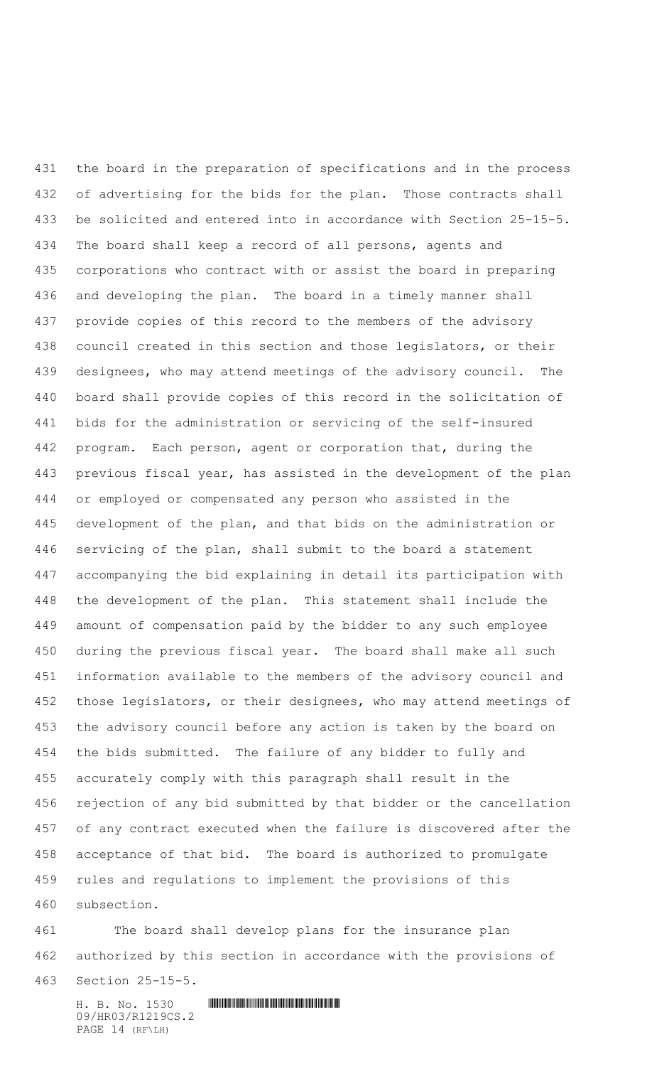the board in the preparation of specifications and in the process of advertising for the bids for the plan. Those contracts shall be solicited and entered into in accordance with Section 25-15-5. The board shall keep a record of all persons, agents and corporations who contract with or assist the board in preparing and developing the plan. The board in a timely manner shall provide copies of this record to the members of the advisory council created in this section and those legislators, or their designees, who may attend meetings of the advisory council. The board shall provide copies of this record in the solicitation of bids for the administration or servicing of the self-insured program. Each person, agent or corporation that, during the previous fiscal year, has assisted in the development of the plan or employed or compensated any person who assisted in the development of the plan, and that bids on the administration or servicing of the plan, shall submit to the board a statement accompanying the bid explaining in detail its participation with the development of the plan. This statement shall include the amount of compensation paid by the bidder to any such employee during the previous fiscal year. The board shall make all such information available to the members of the advisory council and those legislators, or their designees, who may attend meetings of the advisory council before any action is taken by the board on the bids submitted. The failure of any bidder to fully and accurately comply with this paragraph shall result in the rejection of any bid submitted by that bidder or the cancellation of any contract executed when the failure is discovered after the acceptance of that bid. The board is authorized to promulgate rules and regulations to implement the provisions of this subsection.

The board shall develop plans for the insurance plan authorized by this section in accordance with the provisions of Section 25-15-5.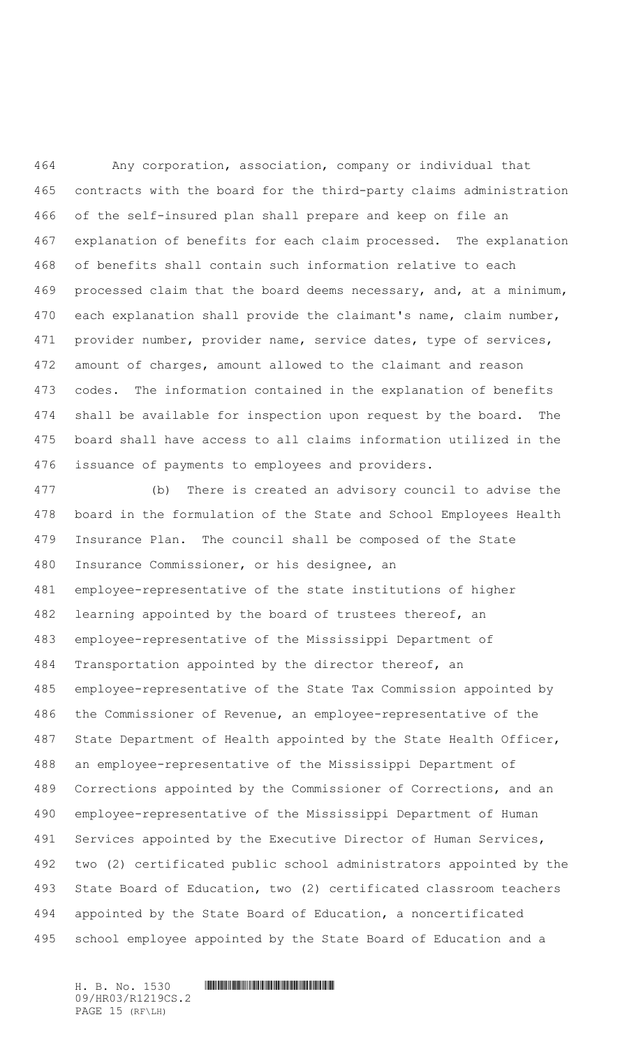Any corporation, association, company or individual that contracts with the board for the third-party claims administration of the self-insured plan shall prepare and keep on file an explanation of benefits for each claim processed. The explanation of benefits shall contain such information relative to each processed claim that the board deems necessary, and, at a minimum, each explanation shall provide the claimant's name, claim number, provider number, provider name, service dates, type of services, amount of charges, amount allowed to the claimant and reason codes. The information contained in the explanation of benefits shall be available for inspection upon request by the board. The board shall have access to all claims information utilized in the issuance of payments to employees and providers.

(b) There is created an advisory council to advise the board in the formulation of the State and School Employees Health Insurance Plan. The council shall be composed of the State Insurance Commissioner, or his designee, an employee-representative of the state institutions of higher learning appointed by the board of trustees thereof, an employee-representative of the Mississippi Department of Transportation appointed by the director thereof, an employee-representative of the State Tax Commission appointed by the Commissioner of Revenue, an employee-representative of the State Department of Health appointed by the State Health Officer, an employee-representative of the Mississippi Department of Corrections appointed by the Commissioner of Corrections, and an employee-representative of the Mississippi Department of Human Services appointed by the Executive Director of Human Services, two (2) certificated public school administrators appointed by the State Board of Education, two (2) certificated classroom teachers appointed by the State Board of Education, a noncertificated school employee appointed by the State Board of Education and a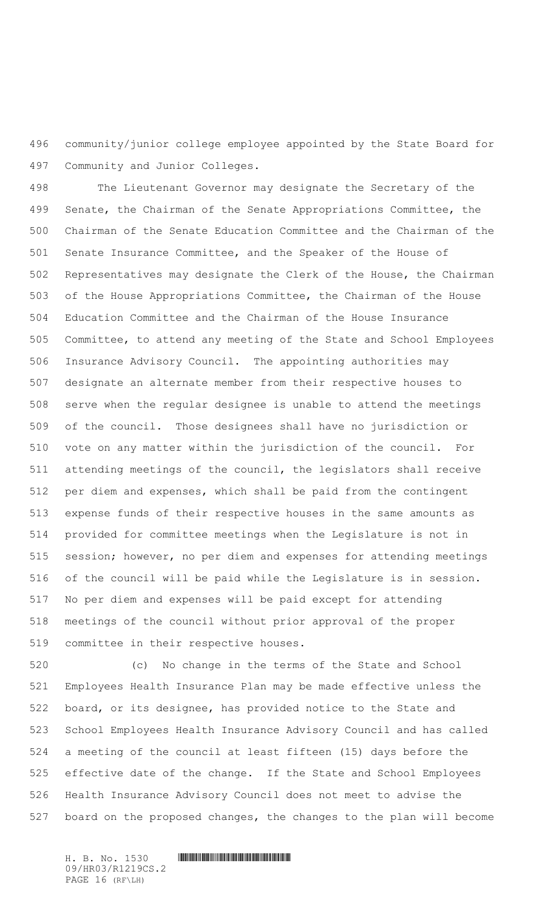community/junior college employee appointed by the State Board for Community and Junior Colleges.

The Lieutenant Governor may designate the Secretary of the Senate, the Chairman of the Senate Appropriations Committee, the Chairman of the Senate Education Committee and the Chairman of the Senate Insurance Committee, and the Speaker of the House of Representatives may designate the Clerk of the House, the Chairman of the House Appropriations Committee, the Chairman of the House Education Committee and the Chairman of the House Insurance Committee, to attend any meeting of the State and School Employees Insurance Advisory Council. The appointing authorities may designate an alternate member from their respective houses to serve when the regular designee is unable to attend the meetings of the council. Those designees shall have no jurisdiction or vote on any matter within the jurisdiction of the council. For attending meetings of the council, the legislators shall receive per diem and expenses, which shall be paid from the contingent expense funds of their respective houses in the same amounts as provided for committee meetings when the Legislature is not in session; however, no per diem and expenses for attending meetings of the council will be paid while the Legislature is in session. No per diem and expenses will be paid except for attending meetings of the council without prior approval of the proper committee in their respective houses.

(c) No change in the terms of the State and School Employees Health Insurance Plan may be made effective unless the board, or its designee, has provided notice to the State and School Employees Health Insurance Advisory Council and has called a meeting of the council at least fifteen (15) days before the effective date of the change. If the State and School Employees Health Insurance Advisory Council does not meet to advise the board on the proposed changes, the changes to the plan will become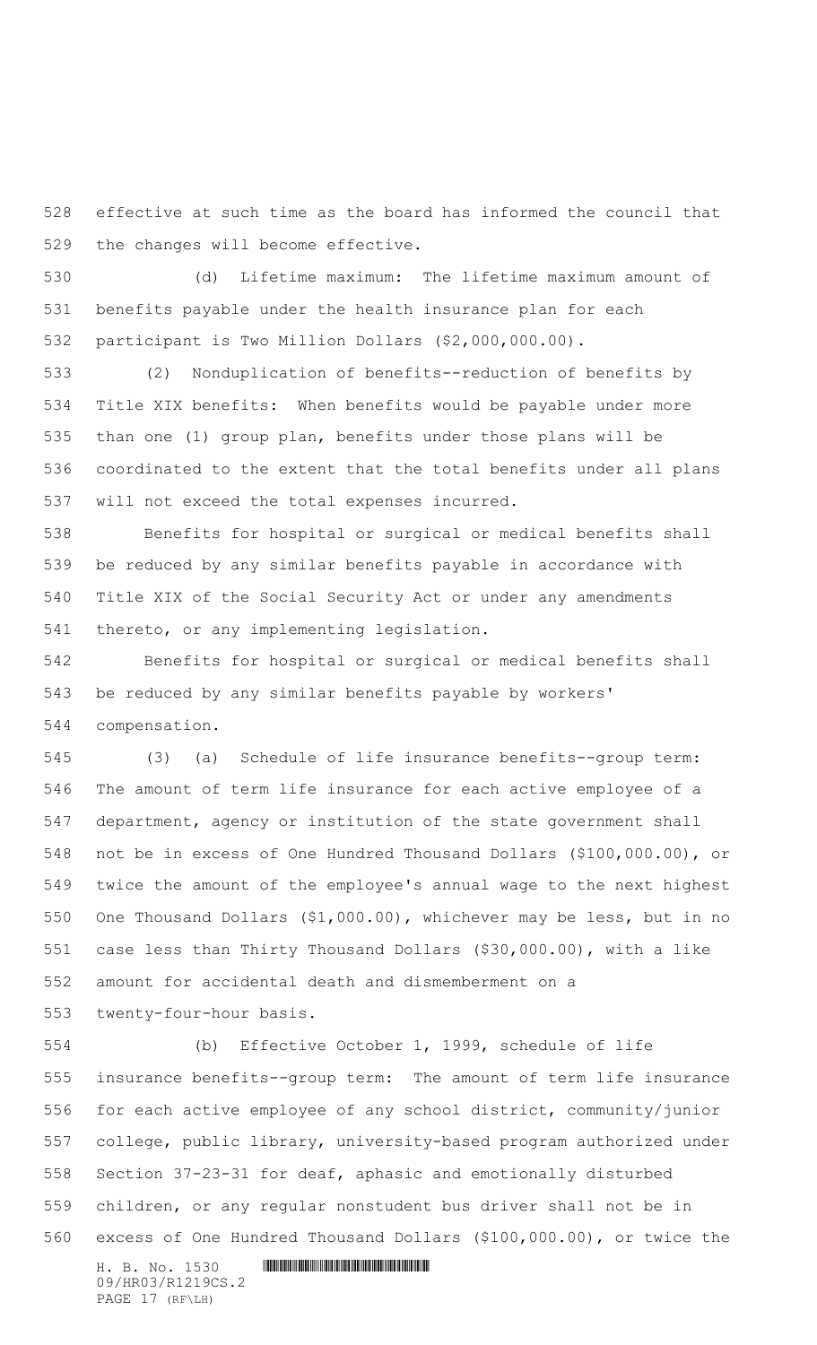effective at such time as the board has informed the council that the changes will become effective.

(d) Lifetime maximum: The lifetime maximum amount of benefits payable under the health insurance plan for each participant is Two Million Dollars ($2,000,000.00).

(2) Nonduplication of benefits--reduction of benefits by Title XIX benefits: When benefits would be payable under more than one (1) group plan, benefits under those plans will be coordinated to the extent that the total benefits under all plans will not exceed the total expenses incurred.

Benefits for hospital or surgical or medical benefits shall be reduced by any similar benefits payable in accordance with Title XIX of the Social Security Act or under any amendments thereto, or any implementing legislation.

Benefits for hospital or surgical or medical benefits shall be reduced by any similar benefits payable by workers' compensation.

(3) (a) Schedule of life insurance benefits--group term: The amount of term life insurance for each active employee of a department, agency or institution of the state government shall not be in excess of One Hundred Thousand Dollars ($100,000.00), or twice the amount of the employee's annual wage to the next highest One Thousand Dollars ($1,000.00), whichever may be less, but in no case less than Thirty Thousand Dollars ($30,000.00), with a like amount for accidental death and dismemberment on a twenty-four-hour basis.

(b) Effective October 1, 1999, schedule of life insurance benefits--group term: The amount of term life insurance for each active employee of any school district, community/junior college, public library, university-based program authorized under Section 37-23-31 for deaf, aphasic and emotionally disturbed children, or any regular nonstudent bus driver shall not be in excess of One Hundred Thousand Dollars ($100,000.00), or twice the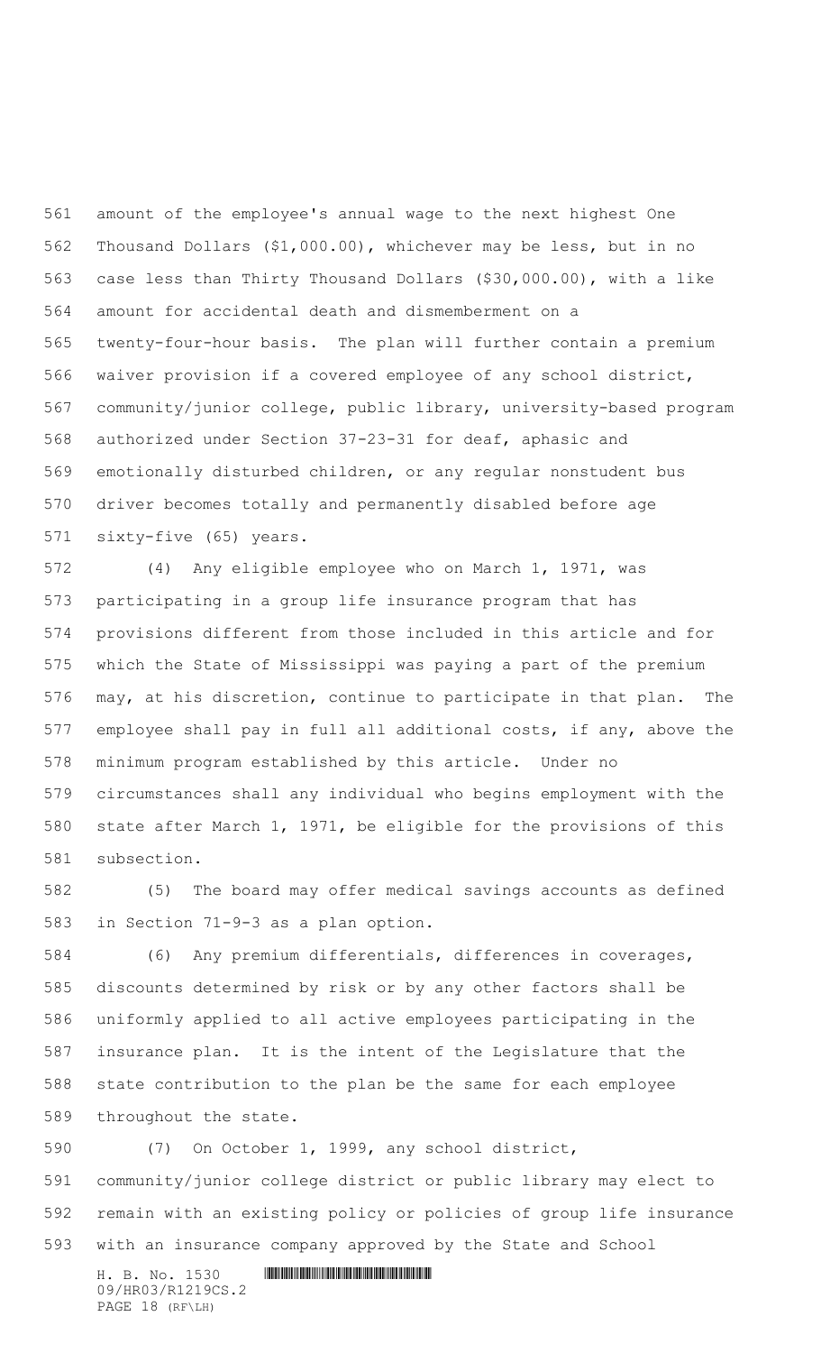amount of the employee's annual wage to the next highest One Thousand Dollars ($1,000.00), whichever may be less, but in no case less than Thirty Thousand Dollars ($30,000.00), with a like amount for accidental death and dismemberment on a twenty-four-hour basis. The plan will further contain a premium waiver provision if a covered employee of any school district, community/junior college, public library, university-based program authorized under Section 37-23-31 for deaf, aphasic and emotionally disturbed children, or any regular nonstudent bus driver becomes totally and permanently disabled before age sixty-five (65) years.

(4) Any eligible employee who on March 1, 1971, was participating in a group life insurance program that has provisions different from those included in this article and for which the State of Mississippi was paying a part of the premium may, at his discretion, continue to participate in that plan. The employee shall pay in full all additional costs, if any, above the minimum program established by this article. Under no circumstances shall any individual who begins employment with the state after March 1, 1971, be eligible for the provisions of this subsection.

(5) The board may offer medical savings accounts as defined in Section 71-9-3 as a plan option.

(6) Any premium differentials, differences in coverages, discounts determined by risk or by any other factors shall be uniformly applied to all active employees participating in the insurance plan. It is the intent of the Legislature that the state contribution to the plan be the same for each employee throughout the state.

(7) On October 1, 1999, any school district, community/junior college district or public library may elect to remain with an existing policy or policies of group life insurance with an insurance company approved by the State and School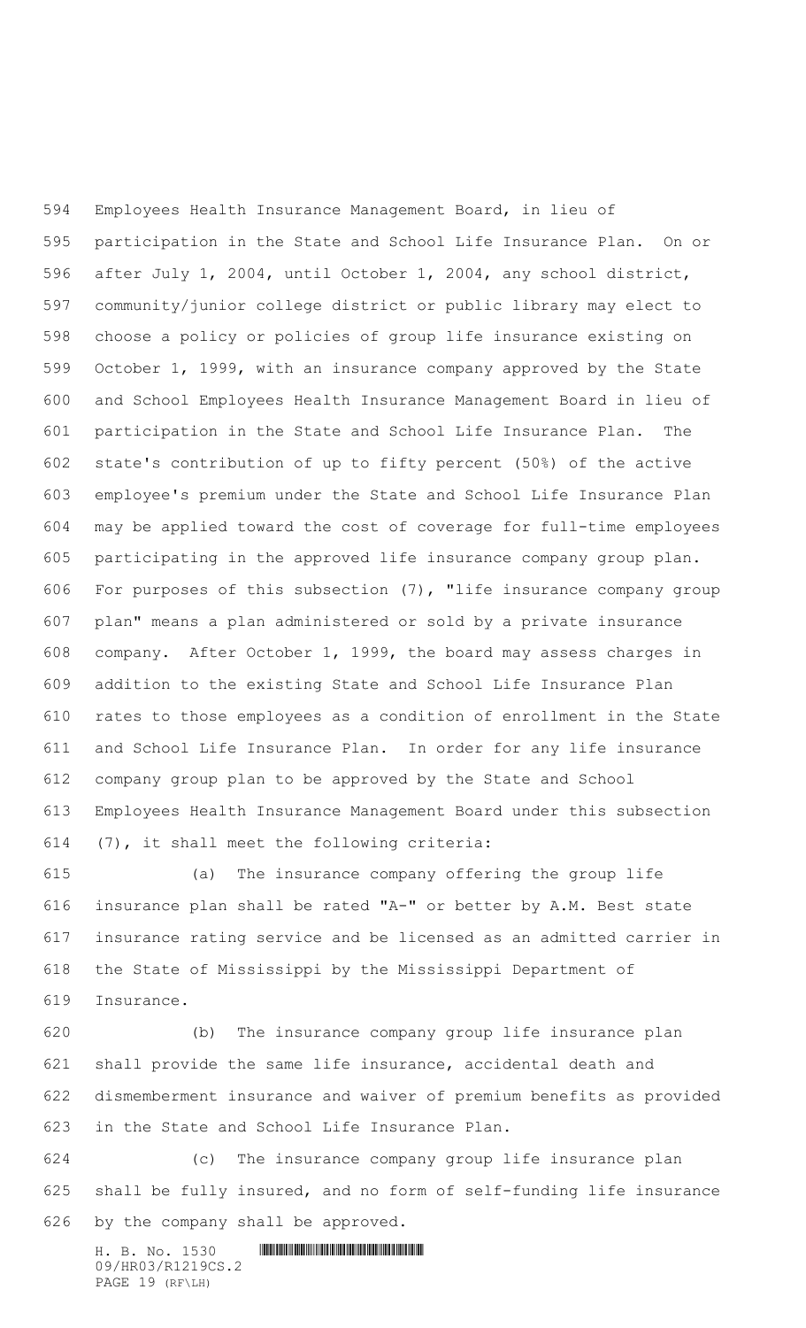Employees Health Insurance Management Board, in lieu of participation in the State and School Life Insurance Plan. On or after July 1, 2004, until October 1, 2004, any school district, community/junior college district or public library may elect to choose a policy or policies of group life insurance existing on October 1, 1999, with an insurance company approved by the State and School Employees Health Insurance Management Board in lieu of participation in the State and School Life Insurance Plan. The state's contribution of up to fifty percent (50%) of the active employee's premium under the State and School Life Insurance Plan may be applied toward the cost of coverage for full-time employees participating in the approved life insurance company group plan. For purposes of this subsection (7), "life insurance company group plan" means a plan administered or sold by a private insurance company. After October 1, 1999, the board may assess charges in addition to the existing State and School Life Insurance Plan rates to those employees as a condition of enrollment in the State and School Life Insurance Plan. In order for any life insurance company group plan to be approved by the State and School Employees Health Insurance Management Board under this subsection (7), it shall meet the following criteria:

(a) The insurance company offering the group life insurance plan shall be rated "A-" or better by A.M. Best state insurance rating service and be licensed as an admitted carrier in the State of Mississippi by the Mississippi Department of Insurance.

(b) The insurance company group life insurance plan shall provide the same life insurance, accidental death and dismemberment insurance and waiver of premium benefits as provided in the State and School Life Insurance Plan.

(c) The insurance company group life insurance plan shall be fully insured, and no form of self-funding life insurance by the company shall be approved.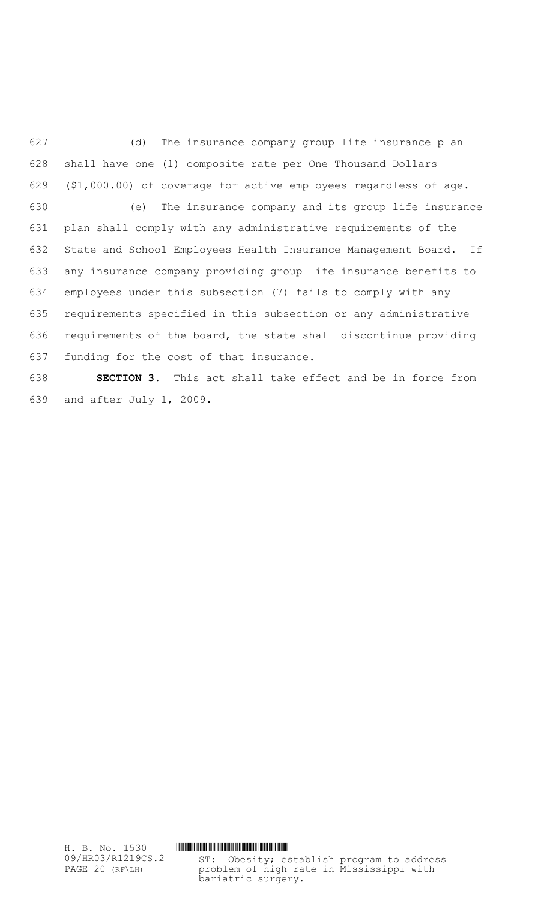(d) The insurance company group life insurance plan shall have one (1) composite rate per One Thousand Dollars ($1,000.00) of coverage for active employees regardless of age.

(e) The insurance company and its group life insurance plan shall comply with any administrative requirements of the State and School Employees Health Insurance Management Board. If any insurance company providing group life insurance benefits to employees under this subsection (7) fails to comply with any requirements specified in this subsection or any administrative requirements of the board, the state shall discontinue providing funding for the cost of that insurance.

**SECTION 3.** This act shall take effect and be in force from and after July 1, 2009.

ST: Obesity; establish program to address problem of high rate in Mississippi with bariatric surgery.